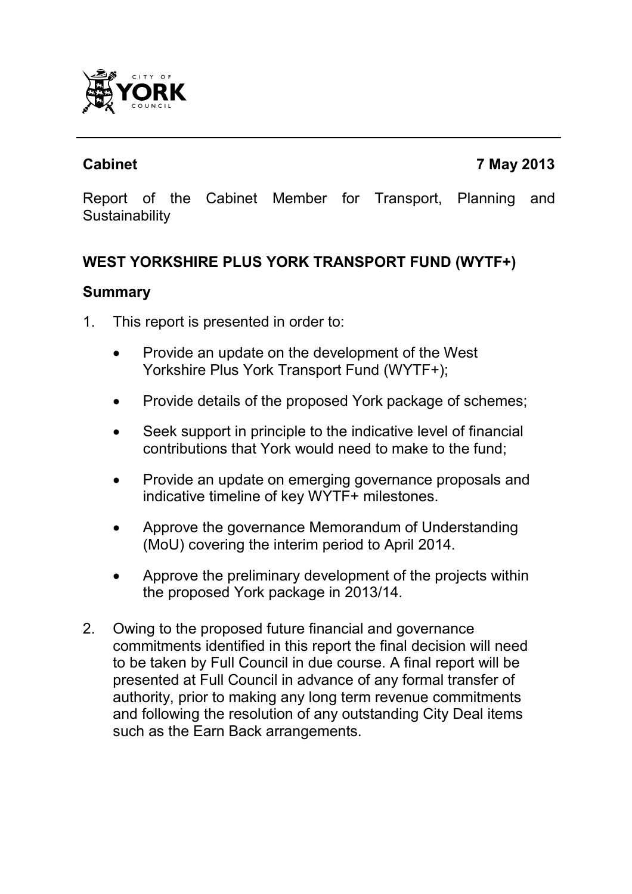CITY OF YORK COUNCIL

**Cabinet** **7 May 2013**

Report of the Cabinet Member for Transport, Planning and Sustainability

## WEST YORKSHIRE PLUS YORK TRANSPORT FUND (WYTF+)

### Summary

1. This report is presented in order to:

   - Provide an update on the development of the West Yorkshire Plus York Transport Fund (WYTF+);
   - Provide details of the proposed York package of schemes;
   - Seek support in principle to the indicative level of financial contributions that York would need to make to the fund;
   - Provide an update on emerging governance proposals and indicative timeline of key WYTF+ milestones.
   - Approve the governance Memorandum of Understanding (MoU) covering the interim period to April 2014.
   - Approve the preliminary development of the projects within the proposed York package in 2013/14.

2. Owing to the proposed future financial and governance commitments identified in this report the final decision will need to be taken by Full Council in due course. A final report will be presented at Full Council in advance of any formal transfer of authority, prior to making any long term revenue commitments and following the resolution of any outstanding City Deal items such as the Earn Back arrangements.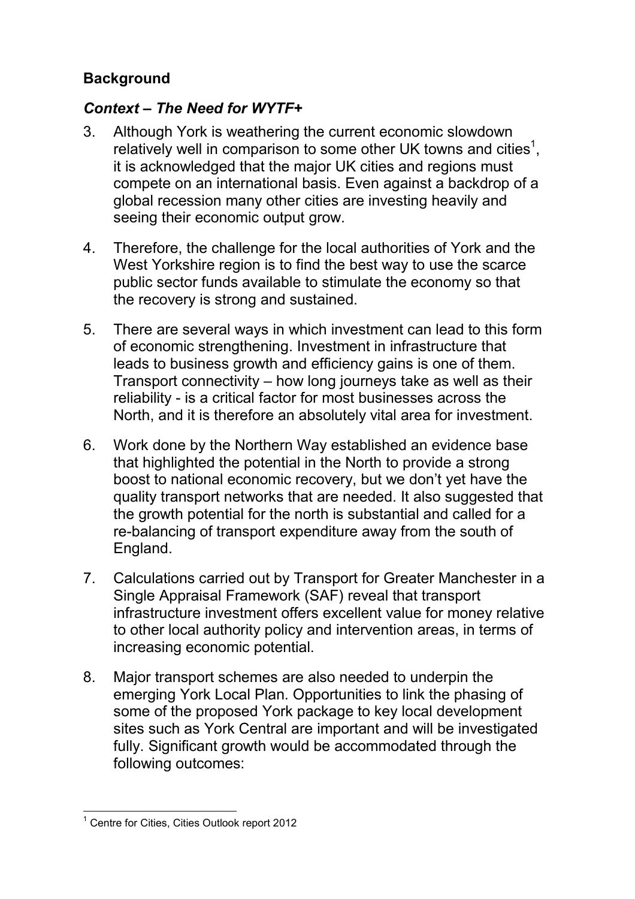## Background

### *Context – The Need for WYTF+*

3. Although York is weathering the current economic slowdown relatively well in comparison to some other UK towns and cities[1], it is acknowledged that the major UK cities and regions must compete on an international basis. Even against a backdrop of a global recession many other cities are investing heavily and seeing their economic output grow.

4. Therefore, the challenge for the local authorities of York and the West Yorkshire region is to find the best way to use the scarce public sector funds available to stimulate the economy so that the recovery is strong and sustained.

5. There are several ways in which investment can lead to this form of economic strengthening. Investment in infrastructure that leads to business growth and efficiency gains is one of them. Transport connectivity – how long journeys take as well as their reliability - is a critical factor for most businesses across the North, and it is therefore an absolutely vital area for investment.

6. Work done by the Northern Way established an evidence base that highlighted the potential in the North to provide a strong boost to national economic recovery, but we don't yet have the quality transport networks that are needed. It also suggested that the growth potential for the north is substantial and called for a re-balancing of transport expenditure away from the south of England.

7. Calculations carried out by Transport for Greater Manchester in a Single Appraisal Framework (SAF) reveal that transport infrastructure investment offers excellent value for money relative to other local authority policy and intervention areas, in terms of increasing economic potential.

8. Major transport schemes are also needed to underpin the emerging York Local Plan. Opportunities to link the phasing of some of the proposed York package to key local development sites such as York Central are important and will be investigated fully. Significant growth would be accommodated through the following outcomes:

---

[1] Centre for Cities, Cities Outlook report 2012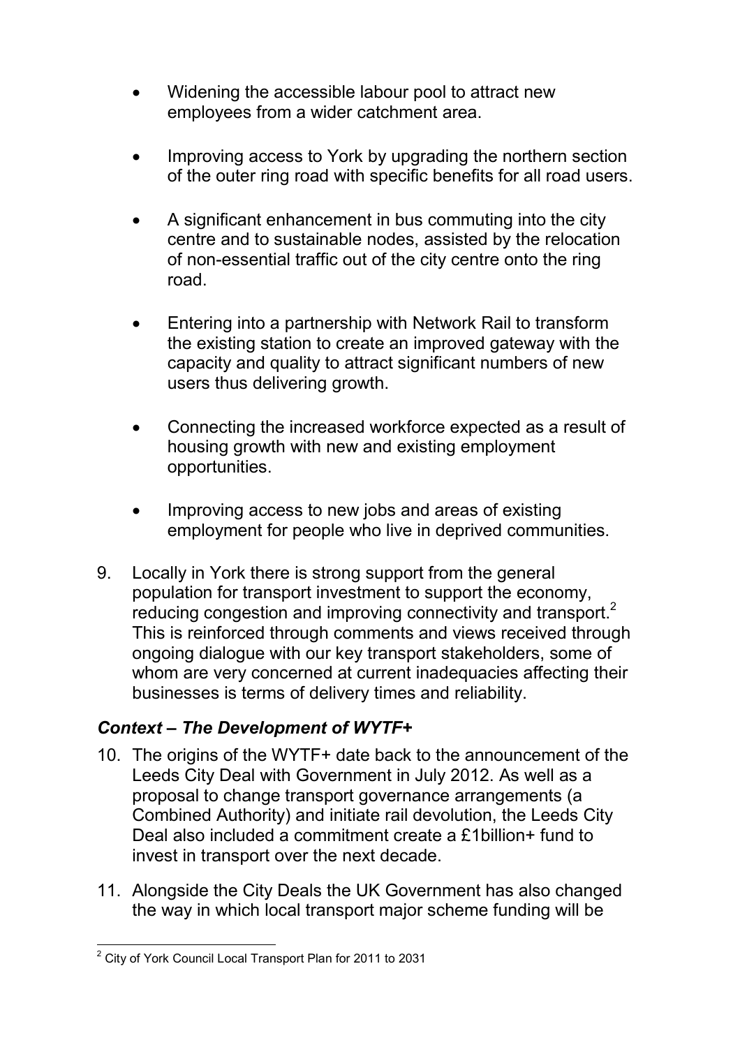- Widening the accessible labour pool to attract new employees from a wider catchment area.

- Improving access to York by upgrading the northern section of the outer ring road with specific benefits for all road users.

- A significant enhancement in bus commuting into the city centre and to sustainable nodes, assisted by the relocation of non-essential traffic out of the city centre onto the ring road.

- Entering into a partnership with Network Rail to transform the existing station to create an improved gateway with the capacity and quality to attract significant numbers of new users thus delivering growth.

- Connecting the increased workforce expected as a result of housing growth with new and existing employment opportunities.

- Improving access to new jobs and areas of existing employment for people who live in deprived communities.

9. Locally in York there is strong support from the general population for transport investment to support the economy, reducing congestion and improving connectivity and transport.[2] This is reinforced through comments and views received through ongoing dialogue with our key transport stakeholders, some of whom are very concerned at current inadequacies affecting their businesses is terms of delivery times and reliability.

### *Context – The Development of WYTF+*

10. The origins of the WYTF+ date back to the announcement of the Leeds City Deal with Government in July 2012. As well as a proposal to change transport governance arrangements (a Combined Authority) and initiate rail devolution, the Leeds City Deal also included a commitment create a £1billion+ fund to invest in transport over the next decade.

11. Alongside the City Deals the UK Government has also changed the way in which local transport major scheme funding will be

[2] City of York Council Local Transport Plan for 2011 to 2031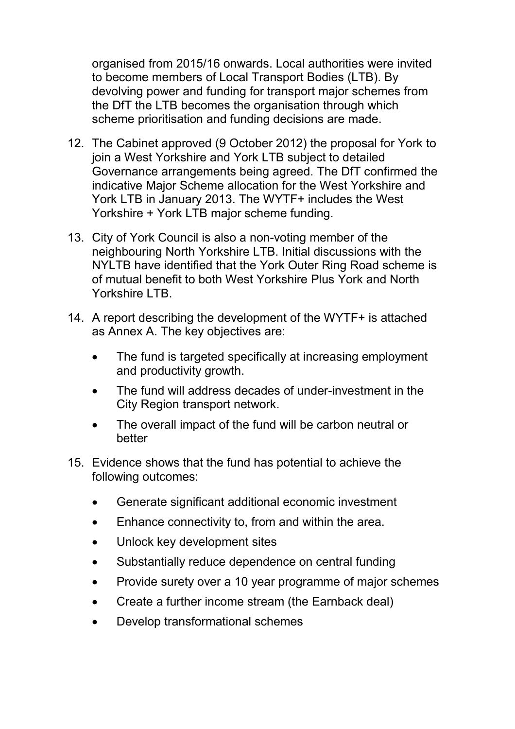organised from 2015/16 onwards. Local authorities were invited to become members of Local Transport Bodies (LTB). By devolving power and funding for transport major schemes from the DfT the LTB becomes the organisation through which scheme prioritisation and funding decisions are made.

12. The Cabinet approved (9 October 2012) the proposal for York to join a West Yorkshire and York LTB subject to detailed Governance arrangements being agreed. The DfT confirmed the indicative Major Scheme allocation for the West Yorkshire and York LTB in January 2013. The WYTF+ includes the West Yorkshire + York LTB major scheme funding.

13. City of York Council is also a non-voting member of the neighbouring North Yorkshire LTB. Initial discussions with the NYLTB have identified that the York Outer Ring Road scheme is of mutual benefit to both West Yorkshire Plus York and North Yorkshire LTB.

14. A report describing the development of the WYTF+ is attached as Annex A. The key objectives are:

    - The fund is targeted specifically at increasing employment and productivity growth.
    - The fund will address decades of under-investment in the City Region transport network.
    - The overall impact of the fund will be carbon neutral or better

15. Evidence shows that the fund has potential to achieve the following outcomes:

    - Generate significant additional economic investment
    - Enhance connectivity to, from and within the area.
    - Unlock key development sites
    - Substantially reduce dependence on central funding
    - Provide surety over a 10 year programme of major schemes
    - Create a further income stream (the Earnback deal)
    - Develop transformational schemes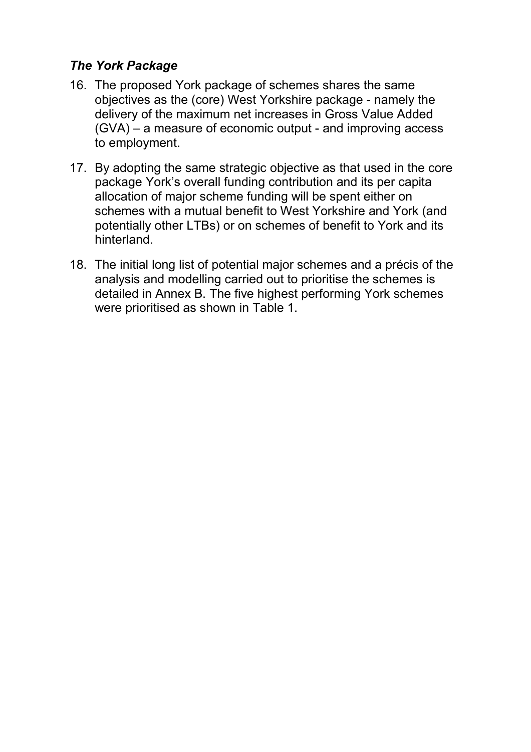### *The York Package*

16. The proposed York package of schemes shares the same objectives as the (core) West Yorkshire package - namely the delivery of the maximum net increases in Gross Value Added (GVA) – a measure of economic output - and improving access to employment.

17. By adopting the same strategic objective as that used in the core package York's overall funding contribution and its per capita allocation of major scheme funding will be spent either on schemes with a mutual benefit to West Yorkshire and York (and potentially other LTBs) or on schemes of benefit to York and its hinterland.

18. The initial long list of potential major schemes and a précis of the analysis and modelling carried out to prioritise the schemes is detailed in Annex B. The five highest performing York schemes were prioritised as shown in Table 1.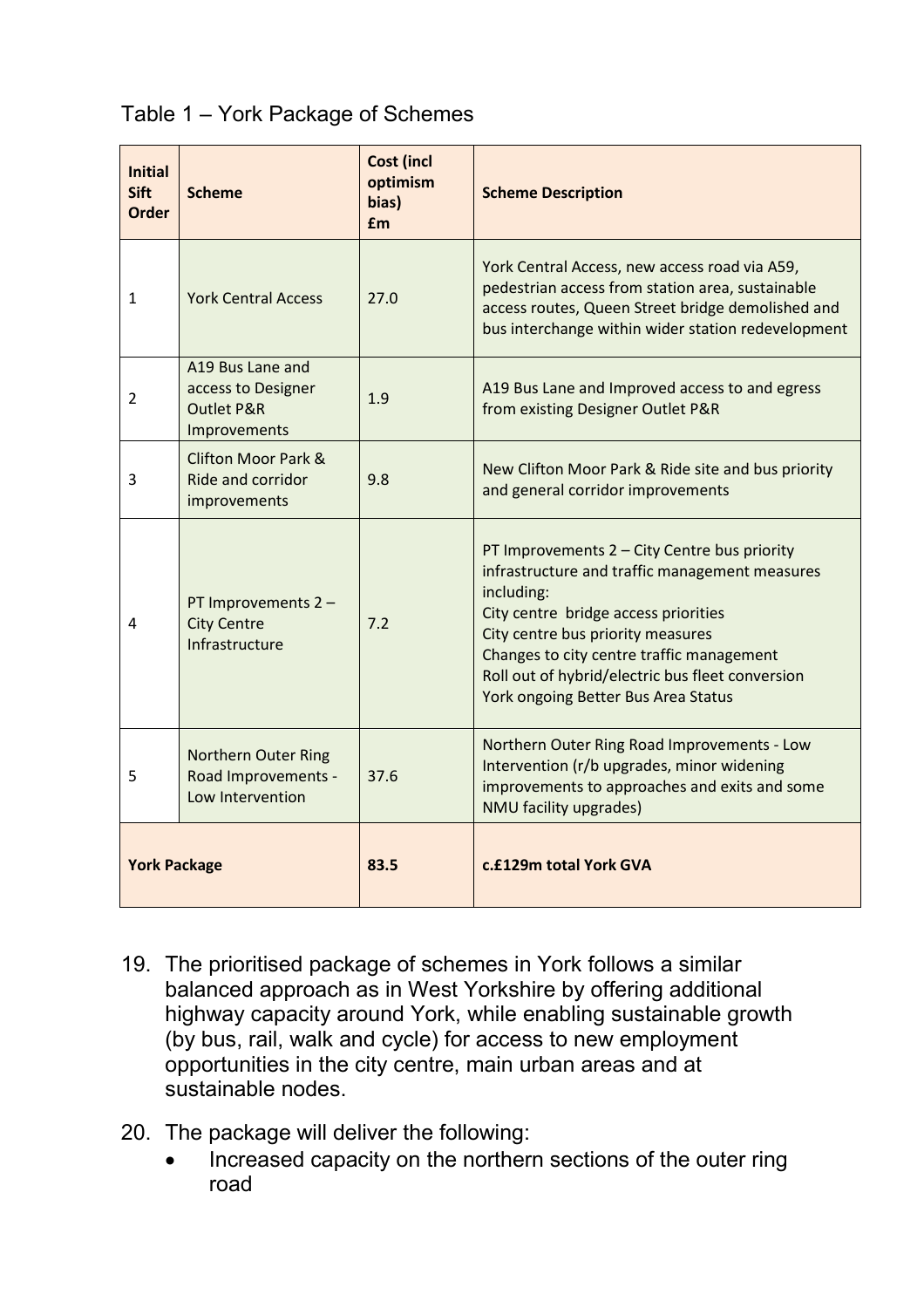Table 1 – York Package of Schemes

| Initial Sift Order | Scheme | Cost (incl optimism bias) £m | Scheme Description |
|---|---|---|---|
| 1 | York Central Access | 27.0 | York Central Access, new access road via A59, pedestrian access from station area, sustainable access routes, Queen Street bridge demolished and bus interchange within wider station redevelopment |
| 2 | A19 Bus Lane and access to Designer Outlet P&R Improvements | 1.9 | A19 Bus Lane and Improved access to and egress from existing Designer Outlet P&R |
| 3 | Clifton Moor Park & Ride and corridor improvements | 9.8 | New Clifton Moor Park & Ride site and bus priority and general corridor improvements |
| 4 | PT Improvements 2 – City Centre Infrastructure | 7.2 | PT Improvements 2 – City Centre bus priority infrastructure and traffic management measures including:<br>City centre bridge access priorities<br>City centre bus priority measures<br>Changes to city centre traffic management<br>Roll out of hybrid/electric bus fleet conversion<br>York ongoing Better Bus Area Status |
| 5 | Northern Outer Ring Road Improvements - Low Intervention | 37.6 | Northern Outer Ring Road Improvements - Low Intervention (r/b upgrades, minor widening improvements to approaches and exits and some NMU facility upgrades) |
| **York Package** | | **83.5** | **c.£129m total York GVA** |

19. The prioritised package of schemes in York follows a similar balanced approach as in West Yorkshire by offering additional highway capacity around York, while enabling sustainable growth (by bus, rail, walk and cycle) for access to new employment opportunities in the city centre, main urban areas and at sustainable nodes.

20. The package will deliver the following:
    - Increased capacity on the northern sections of the outer ring road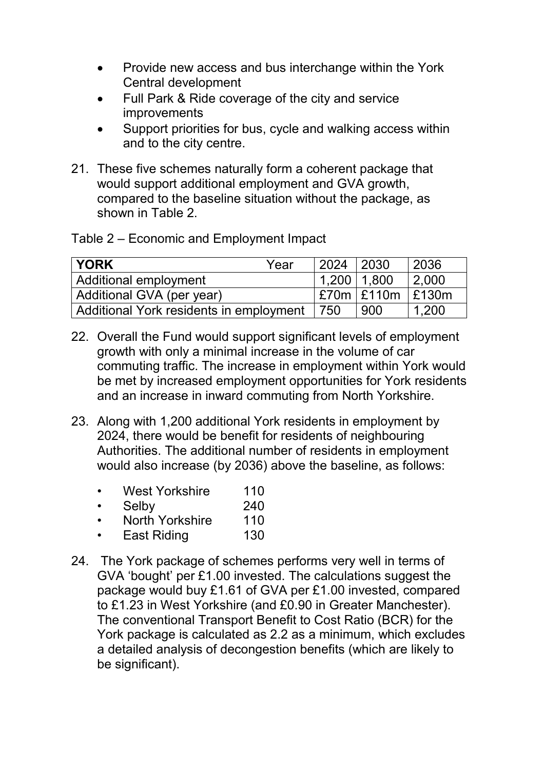- Provide new access and bus interchange within the York Central development
- Full Park & Ride coverage of the city and service improvements
- Support priorities for bus, cycle and walking access within and to the city centre.

21. These five schemes naturally form a coherent package that would support additional employment and GVA growth, compared to the baseline situation without the package, as shown in Table 2.

Table 2 – Economic and Employment Impact

| **YORK** Year | 2024 | 2030 | 2036 |
| --- | --- | --- | --- |
| Additional employment | 1,200 | 1,800 | 2,000 |
| Additional GVA (per year) | £70m | £110m | £130m |
| Additional York residents in employment | 750 | 900 | 1,200 |

22. Overall the Fund would support significant levels of employment growth with only a minimal increase in the volume of car commuting traffic. The increase in employment within York would be met by increased employment opportunities for York residents and an increase in inward commuting from North Yorkshire.

23. Along with 1,200 additional York residents in employment by 2024, there would be benefit for residents of neighbouring Authorities. The additional number of residents in employment would also increase (by 2036) above the baseline, as follows:

    - West Yorkshire 110
    - Selby 240
    - North Yorkshire 110
    - East Riding 130

24. The York package of schemes performs very well in terms of GVA 'bought' per £1.00 invested. The calculations suggest the package would buy £1.61 of GVA per £1.00 invested, compared to £1.23 in West Yorkshire (and £0.90 in Greater Manchester). The conventional Transport Benefit to Cost Ratio (BCR) for the York package is calculated as 2.2 as a minimum, which excludes a detailed analysis of decongestion benefits (which are likely to be significant).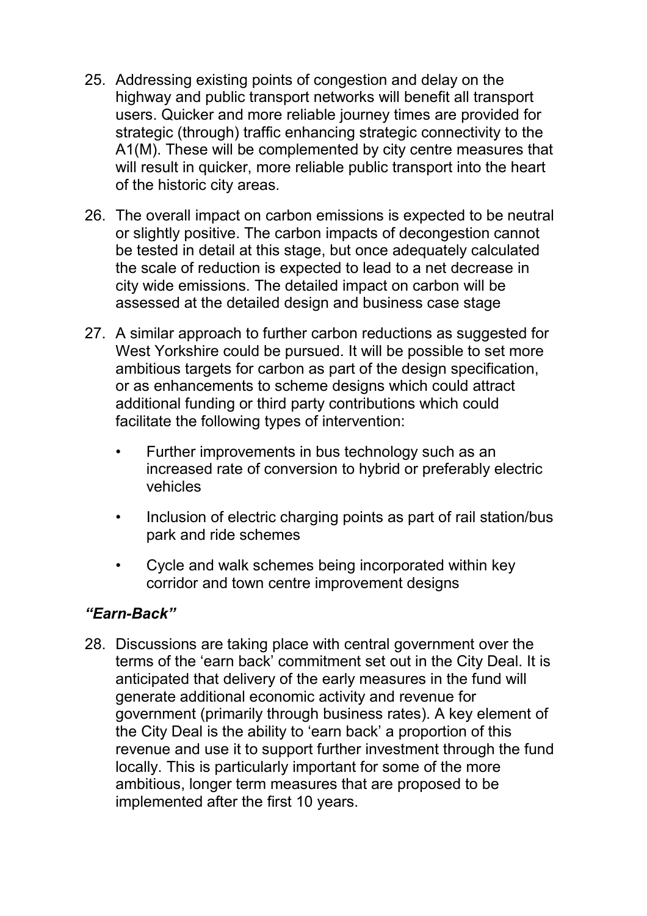25. Addressing existing points of congestion and delay on the highway and public transport networks will benefit all transport users. Quicker and more reliable journey times are provided for strategic (through) traffic enhancing strategic connectivity to the A1(M). These will be complemented by city centre measures that will result in quicker, more reliable public transport into the heart of the historic city areas.

26. The overall impact on carbon emissions is expected to be neutral or slightly positive. The carbon impacts of decongestion cannot be tested in detail at this stage, but once adequately calculated the scale of reduction is expected to lead to a net decrease in city wide emissions. The detailed impact on carbon will be assessed at the detailed design and business case stage

27. A similar approach to further carbon reductions as suggested for West Yorkshire could be pursued. It will be possible to set more ambitious targets for carbon as part of the design specification, or as enhancements to scheme designs which could attract additional funding or third party contributions which could facilitate the following types of intervention:

    - Further improvements in bus technology such as an increased rate of conversion to hybrid or preferably electric vehicles
    - Inclusion of electric charging points as part of rail station/bus park and ride schemes
    - Cycle and walk schemes being incorporated within key corridor and town centre improvement designs

***"Earn-Back"***

28. Discussions are taking place with central government over the terms of the 'earn back' commitment set out in the City Deal. It is anticipated that delivery of the early measures in the fund will generate additional economic activity and revenue for government (primarily through business rates). A key element of the City Deal is the ability to 'earn back' a proportion of this revenue and use it to support further investment through the fund locally. This is particularly important for some of the more ambitious, longer term measures that are proposed to be implemented after the first 10 years.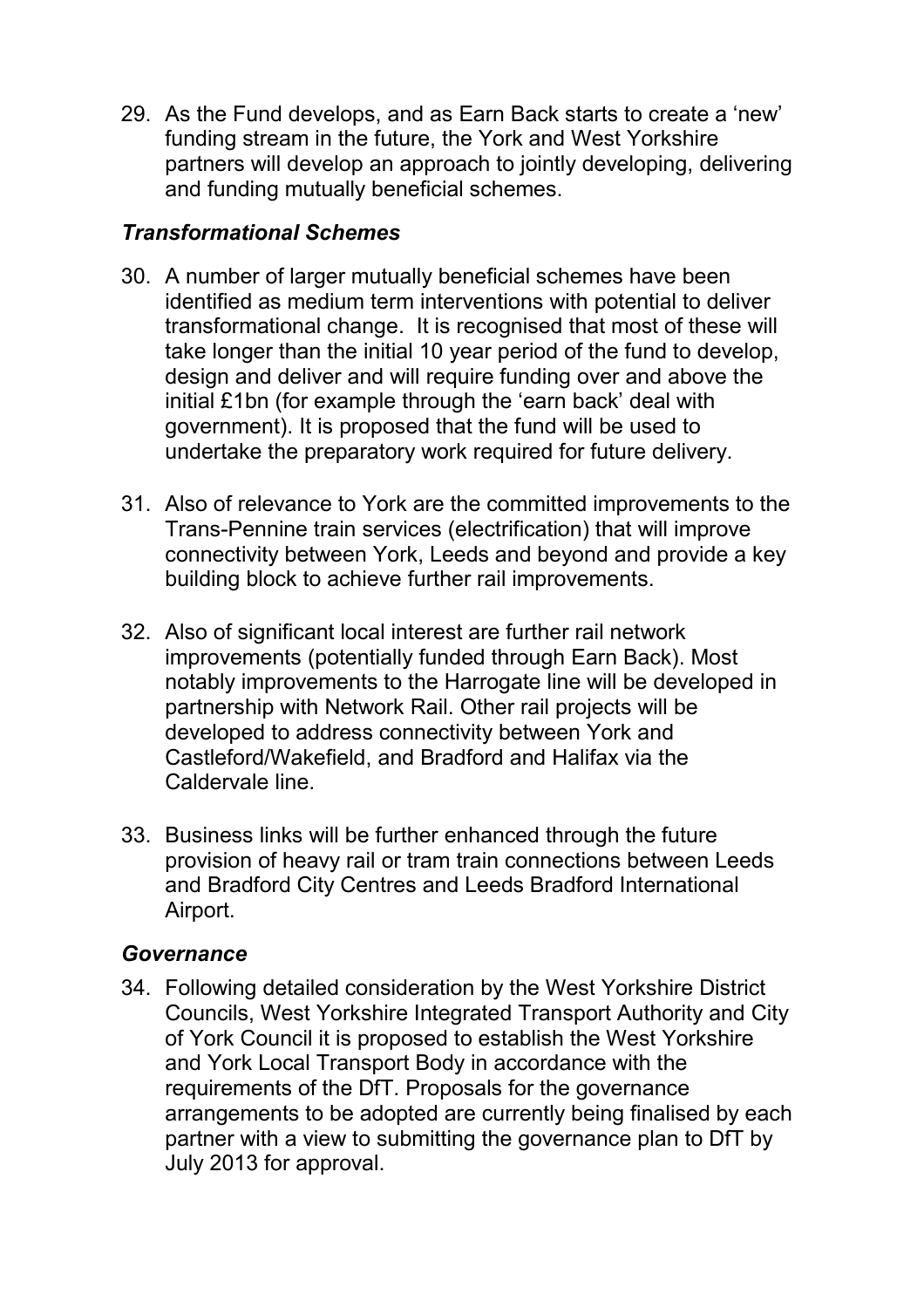29. As the Fund develops, and as Earn Back starts to create a 'new' funding stream in the future, the York and West Yorkshire partners will develop an approach to jointly developing, delivering and funding mutually beneficial schemes.

### *Transformational Schemes*

30. A number of larger mutually beneficial schemes have been identified as medium term interventions with potential to deliver transformational change. It is recognised that most of these will take longer than the initial 10 year period of the fund to develop, design and deliver and will require funding over and above the initial £1bn (for example through the 'earn back' deal with government). It is proposed that the fund will be used to undertake the preparatory work required for future delivery.

31. Also of relevance to York are the committed improvements to the Trans-Pennine train services (electrification) that will improve connectivity between York, Leeds and beyond and provide a key building block to achieve further rail improvements.

32. Also of significant local interest are further rail network improvements (potentially funded through Earn Back). Most notably improvements to the Harrogate line will be developed in partnership with Network Rail. Other rail projects will be developed to address connectivity between York and Castleford/Wakefield, and Bradford and Halifax via the Caldervale line.

33. Business links will be further enhanced through the future provision of heavy rail or tram train connections between Leeds and Bradford City Centres and Leeds Bradford International Airport.

### *Governance*

34. Following detailed consideration by the West Yorkshire District Councils, West Yorkshire Integrated Transport Authority and City of York Council it is proposed to establish the West Yorkshire and York Local Transport Body in accordance with the requirements of the DfT. Proposals for the governance arrangements to be adopted are currently being finalised by each partner with a view to submitting the governance plan to DfT by July 2013 for approval.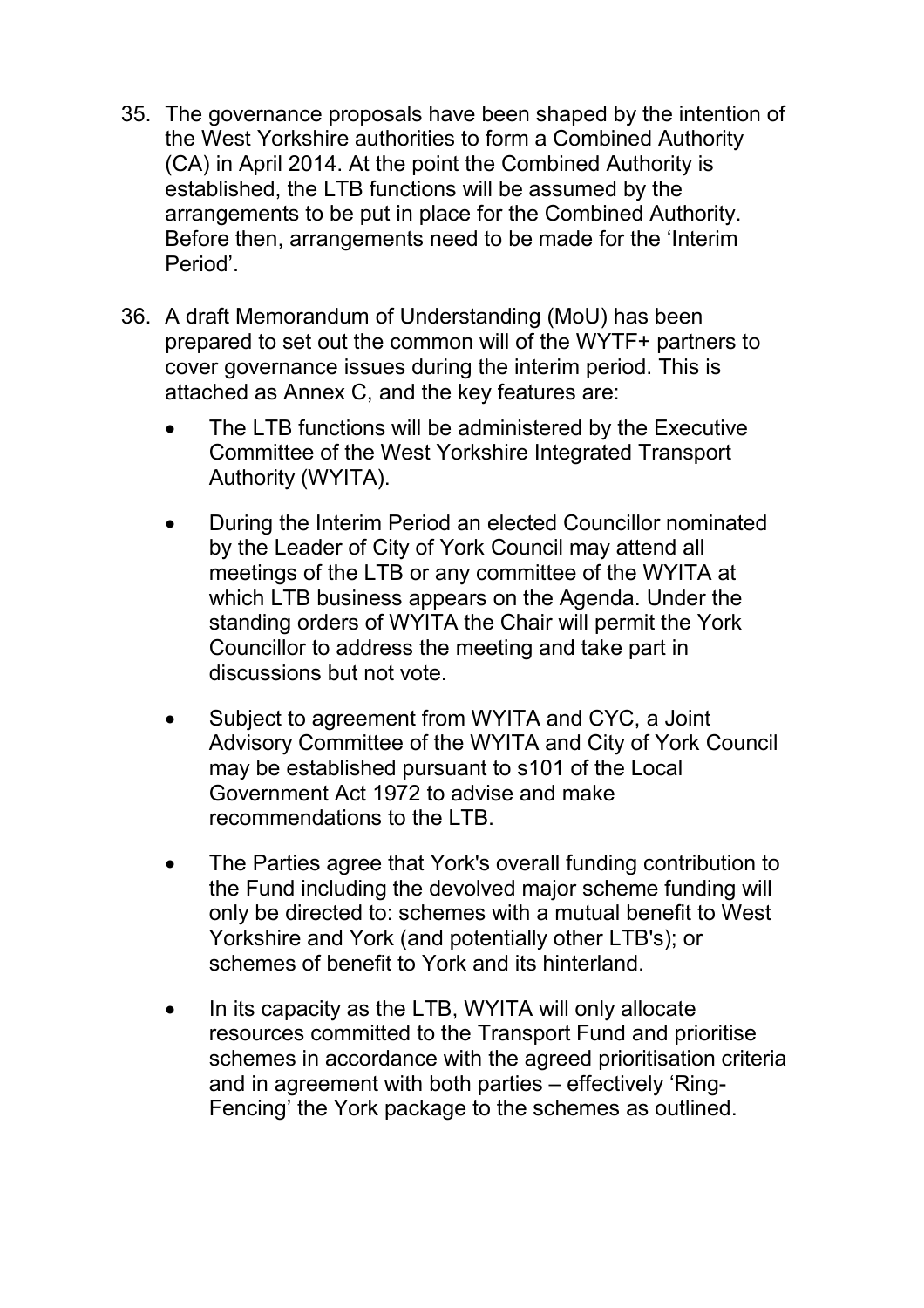35. The governance proposals have been shaped by the intention of the West Yorkshire authorities to form a Combined Authority (CA) in April 2014. At the point the Combined Authority is established, the LTB functions will be assumed by the arrangements to be put in place for the Combined Authority. Before then, arrangements need to be made for the 'Interim Period'.

36. A draft Memorandum of Understanding (MoU) has been prepared to set out the common will of the WYTF+ partners to cover governance issues during the interim period. This is attached as Annex C, and the key features are:

    - The LTB functions will be administered by the Executive Committee of the West Yorkshire Integrated Transport Authority (WYITA).

    - During the Interim Period an elected Councillor nominated by the Leader of City of York Council may attend all meetings of the LTB or any committee of the WYITA at which LTB business appears on the Agenda. Under the standing orders of WYITA the Chair will permit the York Councillor to address the meeting and take part in discussions but not vote.

    - Subject to agreement from WYITA and CYC, a Joint Advisory Committee of the WYITA and City of York Council may be established pursuant to s101 of the Local Government Act 1972 to advise and make recommendations to the LTB.

    - The Parties agree that York's overall funding contribution to the Fund including the devolved major scheme funding will only be directed to: schemes with a mutual benefit to West Yorkshire and York (and potentially other LTB's); or schemes of benefit to York and its hinterland.

    - In its capacity as the LTB, WYITA will only allocate resources committed to the Transport Fund and prioritise schemes in accordance with the agreed prioritisation criteria and in agreement with both parties – effectively 'Ring-Fencing' the York package to the schemes as outlined.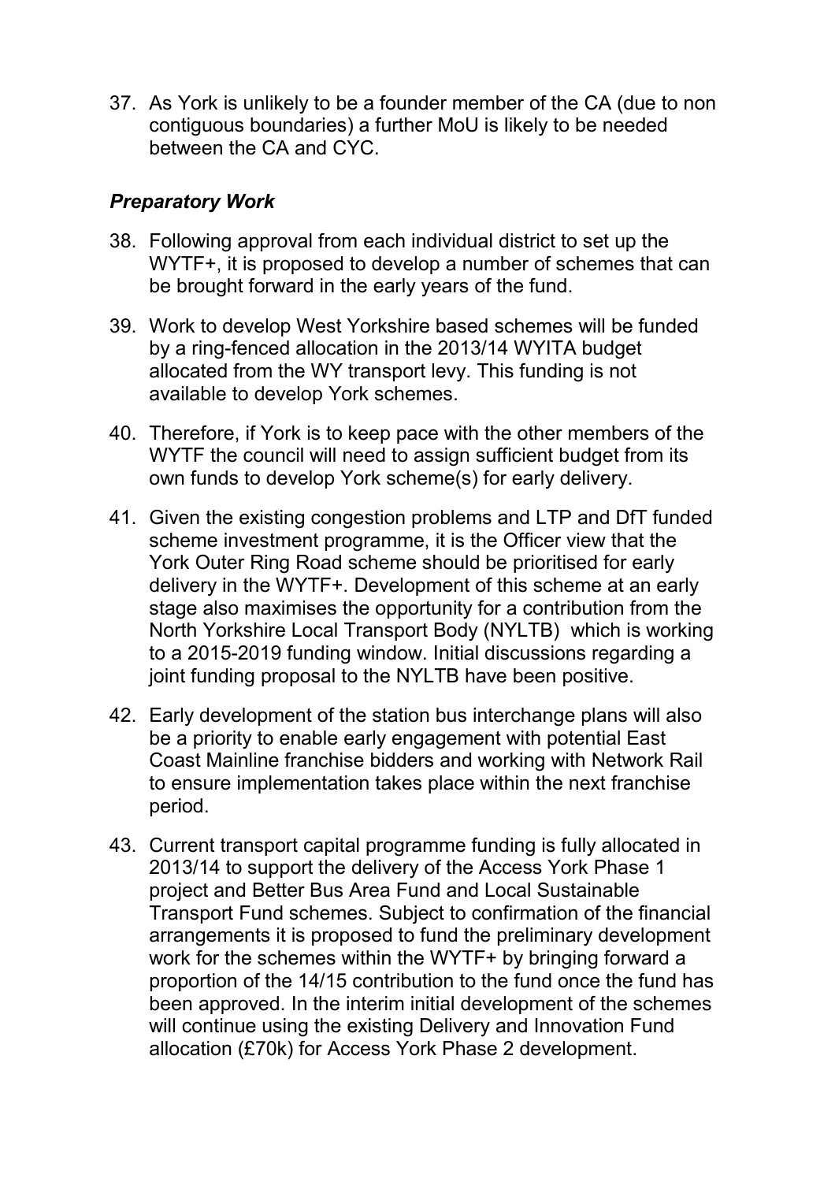37. As York is unlikely to be a founder member of the CA (due to non contiguous boundaries) a further MoU is likely to be needed between the CA and CYC.

***Preparatory Work***

38. Following approval from each individual district to set up the WYTF+, it is proposed to develop a number of schemes that can be brought forward in the early years of the fund.

39. Work to develop West Yorkshire based schemes will be funded by a ring-fenced allocation in the 2013/14 WYITA budget allocated from the WY transport levy. This funding is not available to develop York schemes.

40. Therefore, if York is to keep pace with the other members of the WYTF the council will need to assign sufficient budget from its own funds to develop York scheme(s) for early delivery.

41. Given the existing congestion problems and LTP and DfT funded scheme investment programme, it is the Officer view that the York Outer Ring Road scheme should be prioritised for early delivery in the WYTF+. Development of this scheme at an early stage also maximises the opportunity for a contribution from the North Yorkshire Local Transport Body (NYLTB) which is working to a 2015-2019 funding window. Initial discussions regarding a joint funding proposal to the NYLTB have been positive.

42. Early development of the station bus interchange plans will also be a priority to enable early engagement with potential East Coast Mainline franchise bidders and working with Network Rail to ensure implementation takes place within the next franchise period.

43. Current transport capital programme funding is fully allocated in 2013/14 to support the delivery of the Access York Phase 1 project and Better Bus Area Fund and Local Sustainable Transport Fund schemes. Subject to confirmation of the financial arrangements it is proposed to fund the preliminary development work for the schemes within the WYTF+ by bringing forward a proportion of the 14/15 contribution to the fund once the fund has been approved. In the interim initial development of the schemes will continue using the existing Delivery and Innovation Fund allocation (£70k) for Access York Phase 2 development.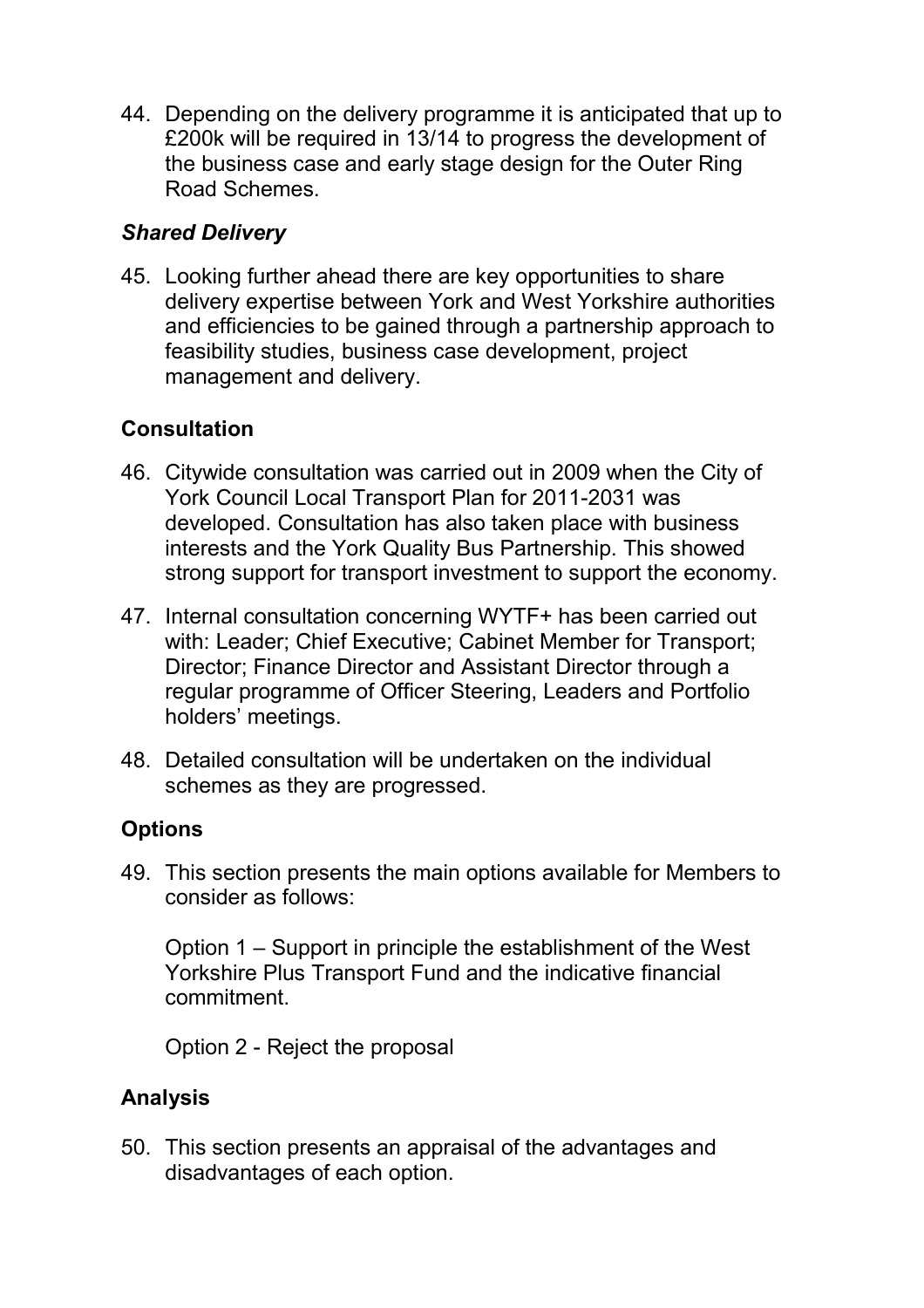44. Depending on the delivery programme it is anticipated that up to £200k will be required in 13/14 to progress the development of the business case and early stage design for the Outer Ring Road Schemes.

### *Shared Delivery*

45. Looking further ahead there are key opportunities to share delivery expertise between York and West Yorkshire authorities and efficiencies to be gained through a partnership approach to feasibility studies, business case development, project management and delivery.

## Consultation

46. Citywide consultation was carried out in 2009 when the City of York Council Local Transport Plan for 2011-2031 was developed. Consultation has also taken place with business interests and the York Quality Bus Partnership. This showed strong support for transport investment to support the economy.

47. Internal consultation concerning WYTF+ has been carried out with: Leader; Chief Executive; Cabinet Member for Transport; Director; Finance Director and Assistant Director through a regular programme of Officer Steering, Leaders and Portfolio holders' meetings.

48. Detailed consultation will be undertaken on the individual schemes as they are progressed.

## Options

49. This section presents the main options available for Members to consider as follows:

    Option 1 – Support in principle the establishment of the West Yorkshire Plus Transport Fund and the indicative financial commitment.

    Option 2 - Reject the proposal

## Analysis

50. This section presents an appraisal of the advantages and disadvantages of each option.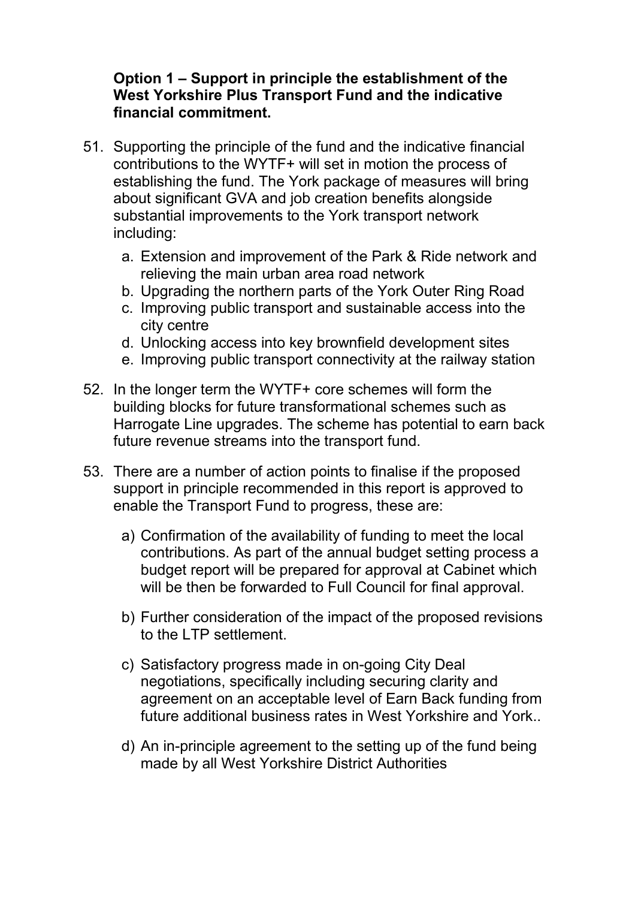**Option 1 – Support in principle the establishment of the West Yorkshire Plus Transport Fund and the indicative financial commitment.**

51. Supporting the principle of the fund and the indicative financial contributions to the WYTF+ will set in motion the process of establishing the fund. The York package of measures will bring about significant GVA and job creation benefits alongside substantial improvements to the York transport network including:

    a. Extension and improvement of the Park & Ride network and relieving the main urban area road network
    b. Upgrading the northern parts of the York Outer Ring Road
    c. Improving public transport and sustainable access into the city centre
    d. Unlocking access into key brownfield development sites
    e. Improving public transport connectivity at the railway station

52. In the longer term the WYTF+ core schemes will form the building blocks for future transformational schemes such as Harrogate Line upgrades. The scheme has potential to earn back future revenue streams into the transport fund.

53. There are a number of action points to finalise if the proposed support in principle recommended in this report is approved to enable the Transport Fund to progress, these are:

    a) Confirmation of the availability of funding to meet the local contributions. As part of the annual budget setting process a budget report will be prepared for approval at Cabinet which will be then be forwarded to Full Council for final approval.

    b) Further consideration of the impact of the proposed revisions to the LTP settlement.

    c) Satisfactory progress made in on-going City Deal negotiations, specifically including securing clarity and agreement on an acceptable level of Earn Back funding from future additional business rates in West Yorkshire and York..

    d) An in-principle agreement to the setting up of the fund being made by all West Yorkshire District Authorities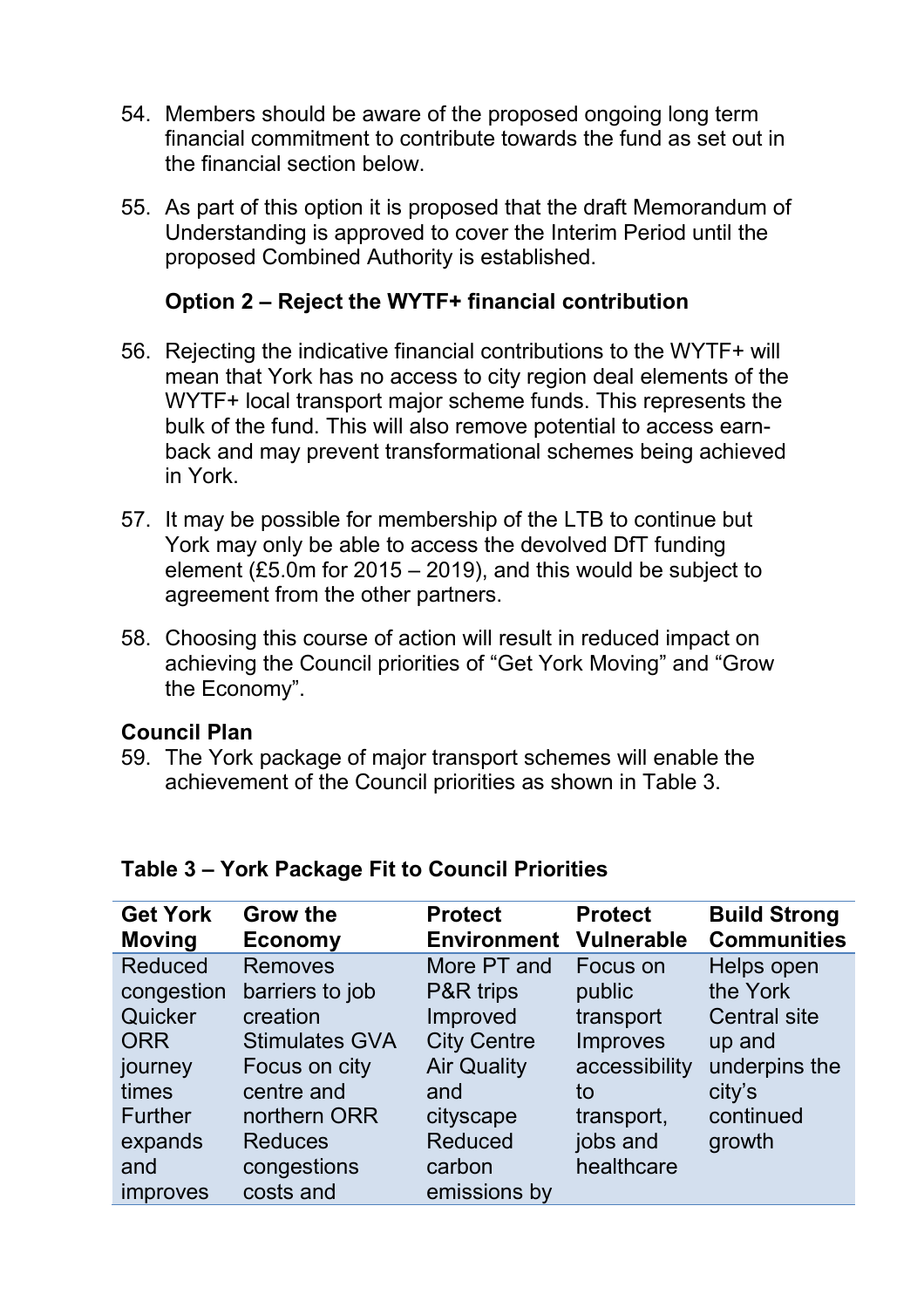54. Members should be aware of the proposed ongoing long term financial commitment to contribute towards the fund as set out in the financial section below.

55. As part of this option it is proposed that the draft Memorandum of Understanding is approved to cover the Interim Period until the proposed Combined Authority is established.

**Option 2 – Reject the WYTF+ financial contribution**

56. Rejecting the indicative financial contributions to the WYTF+ will mean that York has no access to city region deal elements of the WYTF+ local transport major scheme funds. This represents the bulk of the fund. This will also remove potential to access earn-back and may prevent transformational schemes being achieved in York.

57. It may be possible for membership of the LTB to continue but York may only be able to access the devolved DfT funding element (£5.0m for 2015 – 2019), and this would be subject to agreement from the other partners.

58. Choosing this course of action will result in reduced impact on achieving the Council priorities of "Get York Moving" and "Grow the Economy".

**Council Plan**

59. The York package of major transport schemes will enable the achievement of the Council priorities as shown in Table 3.

**Table 3 – York Package Fit to Council Priorities**

| Get York Moving | Grow the Economy | Protect Environment | Protect Vulnerable | Build Strong Communities |
|---|---|---|---|---|
| Reduced congestion Quicker ORR journey times Further expands and improves | Removes barriers to job creation Stimulates GVA Focus on city centre and northern ORR Reduces congestions costs and | More PT and P&R trips Improved City Centre Air Quality and cityscape Reduced carbon emissions by | Focus on public transport Improves accessibility to transport, jobs and healthcare | Helps open the York Central site up and underpins the city's continued growth |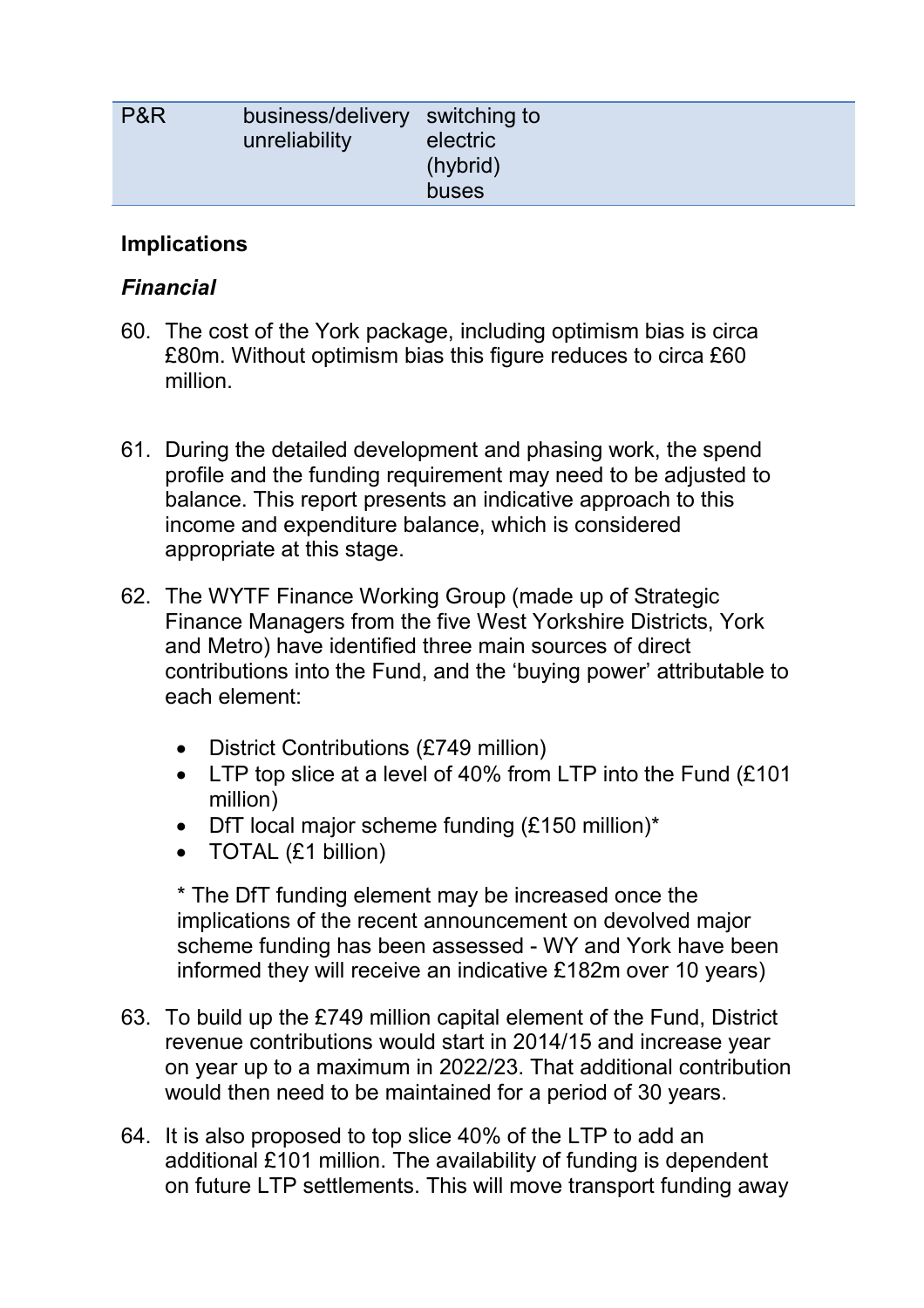| P&R | business/delivery unreliability | switching to electric (hybrid) buses | |
|---|---|---|---|

**Implications**

***Financial***

60. The cost of the York package, including optimism bias is circa £80m. Without optimism bias this figure reduces to circa £60 million.

61. During the detailed development and phasing work, the spend profile and the funding requirement may need to be adjusted to balance. This report presents an indicative approach to this income and expenditure balance, which is considered appropriate at this stage.

62. The WYTF Finance Working Group (made up of Strategic Finance Managers from the five West Yorkshire Districts, York and Metro) have identified three main sources of direct contributions into the Fund, and the 'buying power' attributable to each element:

    - District Contributions (£749 million)
    - LTP top slice at a level of 40% from LTP into the Fund (£101 million)
    - DfT local major scheme funding (£150 million)*
    - TOTAL (£1 billion)

    * The DfT funding element may be increased once the implications of the recent announcement on devolved major scheme funding has been assessed - WY and York have been informed they will receive an indicative £182m over 10 years)

63. To build up the £749 million capital element of the Fund, District revenue contributions would start in 2014/15 and increase year on year up to a maximum in 2022/23. That additional contribution would then need to be maintained for a period of 30 years.

64. It is also proposed to top slice 40% of the LTP to add an additional £101 million. The availability of funding is dependent on future LTP settlements. This will move transport funding away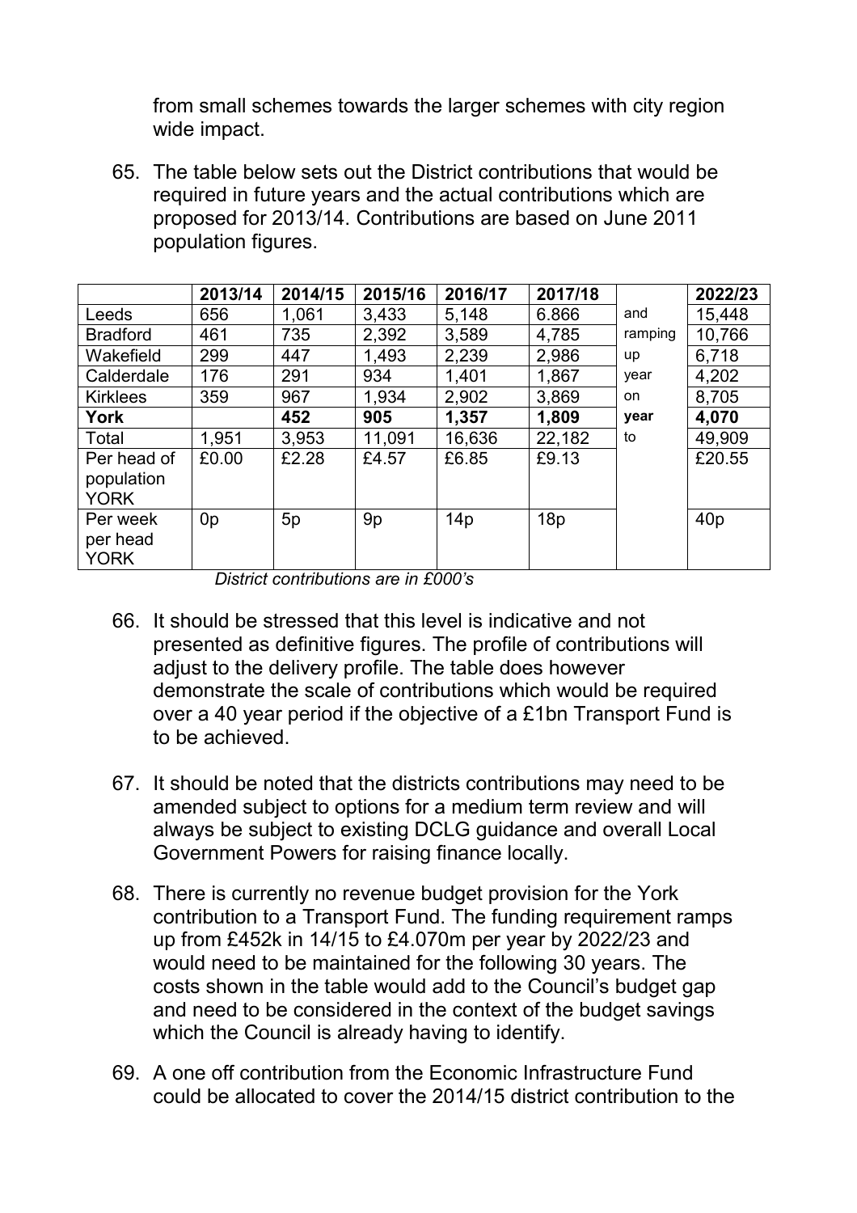from small schemes towards the larger schemes with city region wide impact.

65. The table below sets out the District contributions that would be required in future years and the actual contributions which are proposed for 2013/14. Contributions are based on June 2011 population figures.

| | 2013/14 | 2014/15 | 2015/16 | 2016/17 | 2017/18 | | 2022/23 |
|---|---|---|---|---|---|---|---|
| Leeds | 656 | 1,061 | 3,433 | 5,148 | 6.866 | and | 15,448 |
| Bradford | 461 | 735 | 2,392 | 3,589 | 4,785 | ramping | 10,766 |
| Wakefield | 299 | 447 | 1,493 | 2,239 | 2,986 | up | 6,718 |
| Calderdale | 176 | 291 | 934 | 1,401 | 1,867 | year | 4,202 |
| Kirklees | 359 | 967 | 1,934 | 2,902 | 3,869 | on | 8,705 |
| **York** | | **452** | **905** | **1,357** | **1,809** | **year** | **4,070** |
| Total | 1,951 | 3,953 | 11,091 | 16,636 | 22,182 | to | 49,909 |
| Per head of population YORK | £0.00 | £2.28 | £4.57 | £6.85 | £9.13 | | £20.55 |
| Per week per head YORK | 0p | 5p | 9p | 14p | 18p | | 40p |

*District contributions are in £000's*

66. It should be stressed that this level is indicative and not presented as definitive figures. The profile of contributions will adjust to the delivery profile. The table does however demonstrate the scale of contributions which would be required over a 40 year period if the objective of a £1bn Transport Fund is to be achieved.

67. It should be noted that the districts contributions may need to be amended subject to options for a medium term review and will always be subject to existing DCLG guidance and overall Local Government Powers for raising finance locally.

68. There is currently no revenue budget provision for the York contribution to a Transport Fund. The funding requirement ramps up from £452k in 14/15 to £4.070m per year by 2022/23 and would need to be maintained for the following 30 years. The costs shown in the table would add to the Council's budget gap and need to be considered in the context of the budget savings which the Council is already having to identify.

69. A one off contribution from the Economic Infrastructure Fund could be allocated to cover the 2014/15 district contribution to the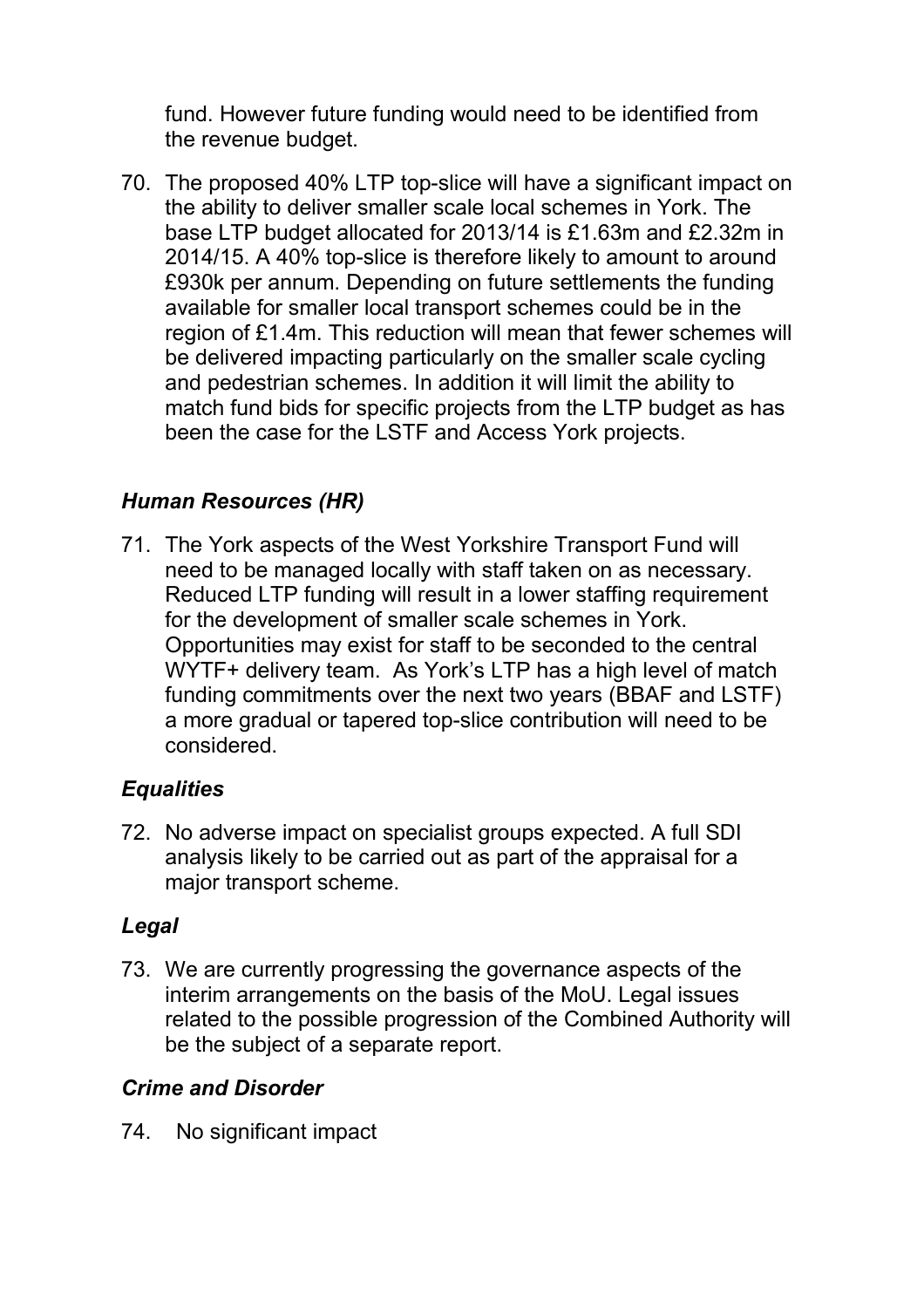fund. However future funding would need to be identified from the revenue budget.

70. The proposed 40% LTP top-slice will have a significant impact on the ability to deliver smaller scale local schemes in York. The base LTP budget allocated for 2013/14 is £1.63m and £2.32m in 2014/15. A 40% top-slice is therefore likely to amount to around £930k per annum. Depending on future settlements the funding available for smaller local transport schemes could be in the region of £1.4m. This reduction will mean that fewer schemes will be delivered impacting particularly on the smaller scale cycling and pedestrian schemes. In addition it will limit the ability to match fund bids for specific projects from the LTP budget as has been the case for the LSTF and Access York projects.

### *Human Resources (HR)*

71. The York aspects of the West Yorkshire Transport Fund will need to be managed locally with staff taken on as necessary. Reduced LTP funding will result in a lower staffing requirement for the development of smaller scale schemes in York. Opportunities may exist for staff to be seconded to the central WYTF+ delivery team. As York's LTP has a high level of match funding commitments over the next two years (BBAF and LSTF) a more gradual or tapered top-slice contribution will need to be considered.

### *Equalities*

72. No adverse impact on specialist groups expected. A full SDI analysis likely to be carried out as part of the appraisal for a major transport scheme.

### *Legal*

73. We are currently progressing the governance aspects of the interim arrangements on the basis of the MoU. Legal issues related to the possible progression of the Combined Authority will be the subject of a separate report.

### *Crime and Disorder*

74. No significant impact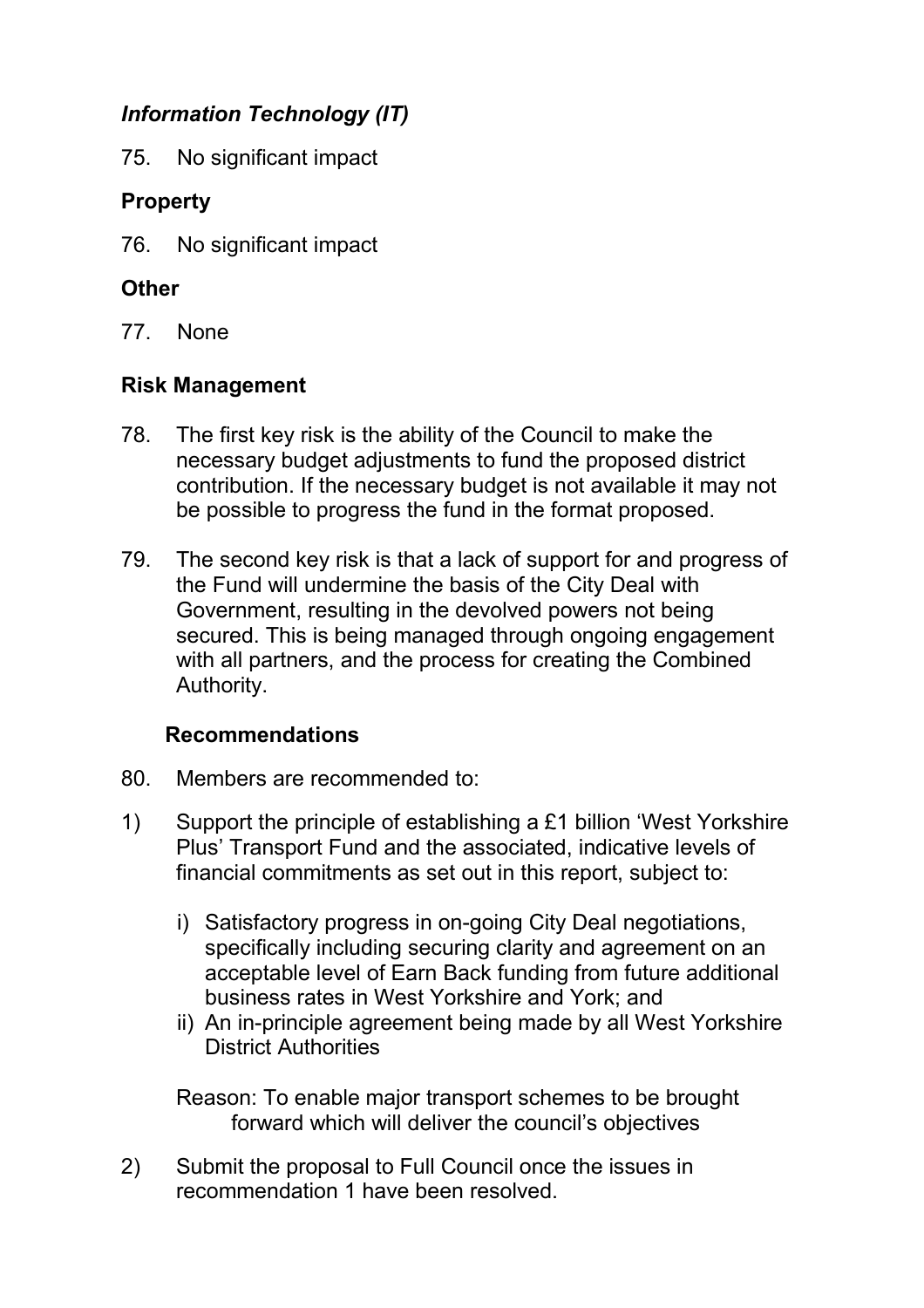### *Information Technology (IT)*

75. No significant impact

### Property

76. No significant impact

### Other

77. None

### Risk Management

78. The first key risk is the ability of the Council to make the necessary budget adjustments to fund the proposed district contribution. If the necessary budget is not available it may not be possible to progress the fund in the format proposed.

79. The second key risk is that a lack of support for and progress of the Fund will undermine the basis of the City Deal with Government, resulting in the devolved powers not being secured. This is being managed through ongoing engagement with all partners, and the process for creating the Combined Authority.

### Recommendations

80. Members are recommended to:

1) Support the principle of establishing a £1 billion 'West Yorkshire Plus' Transport Fund and the associated, indicative levels of financial commitments as set out in this report, subject to:

   i) Satisfactory progress in on-going City Deal negotiations, specifically including securing clarity and agreement on an acceptable level of Earn Back funding from future additional business rates in West Yorkshire and York; and
   ii) An in-principle agreement being made by all West Yorkshire District Authorities

   Reason: To enable major transport schemes to be brought forward which will deliver the council's objectives

2) Submit the proposal to Full Council once the issues in recommendation 1 have been resolved.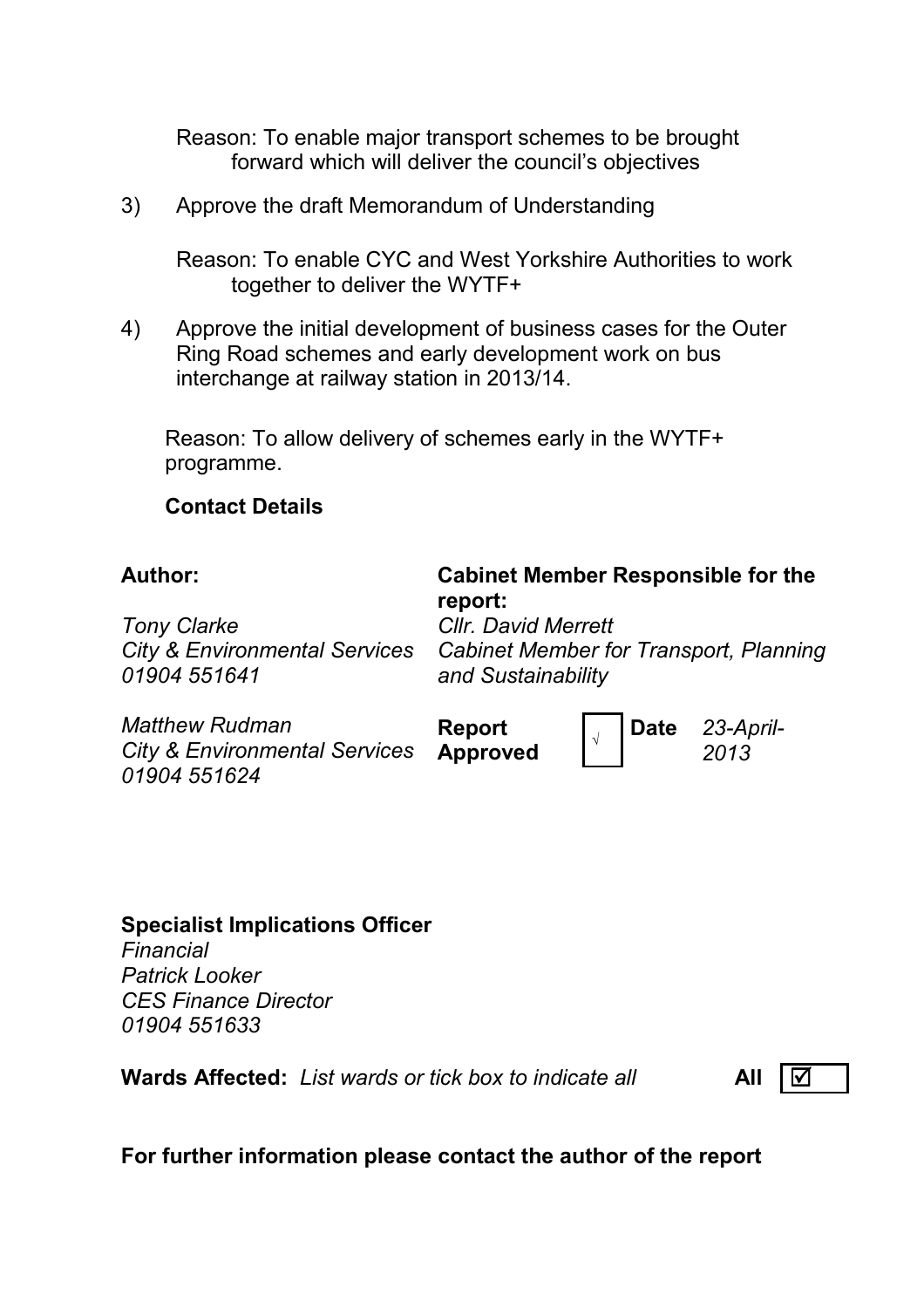Reason: To enable major transport schemes to be brought forward which will deliver the council's objectives

3) Approve the draft Memorandum of Understanding

   Reason: To enable CYC and West Yorkshire Authorities to work together to deliver the WYTF+

4) Approve the initial development of business cases for the Outer Ring Road schemes and early development work on bus interchange at railway station in 2013/14.

   Reason: To allow delivery of schemes early in the WYTF+ programme.

**Contact Details**

| **Author:** | **Cabinet Member Responsible for the report:** |
|---|---|
| *Tony Clarke*<br>*City & Environmental Services*<br>*01904 551641* | *Cllr. David Merrett*<br>*Cabinet Member for Transport, Planning and Sustainability* |
| *Matthew Rudman*<br>*City & Environmental Services*<br>*01904 551624* | **Report Approved** √ **Date** *23-April-2013* |

**Specialist Implications Officer**
*Financial*
*Patrick Looker*
*CES Finance Director*
*01904 551633*

**Wards Affected:** *List wards or tick box to indicate all* **All** ☑

**For further information please contact the author of the report**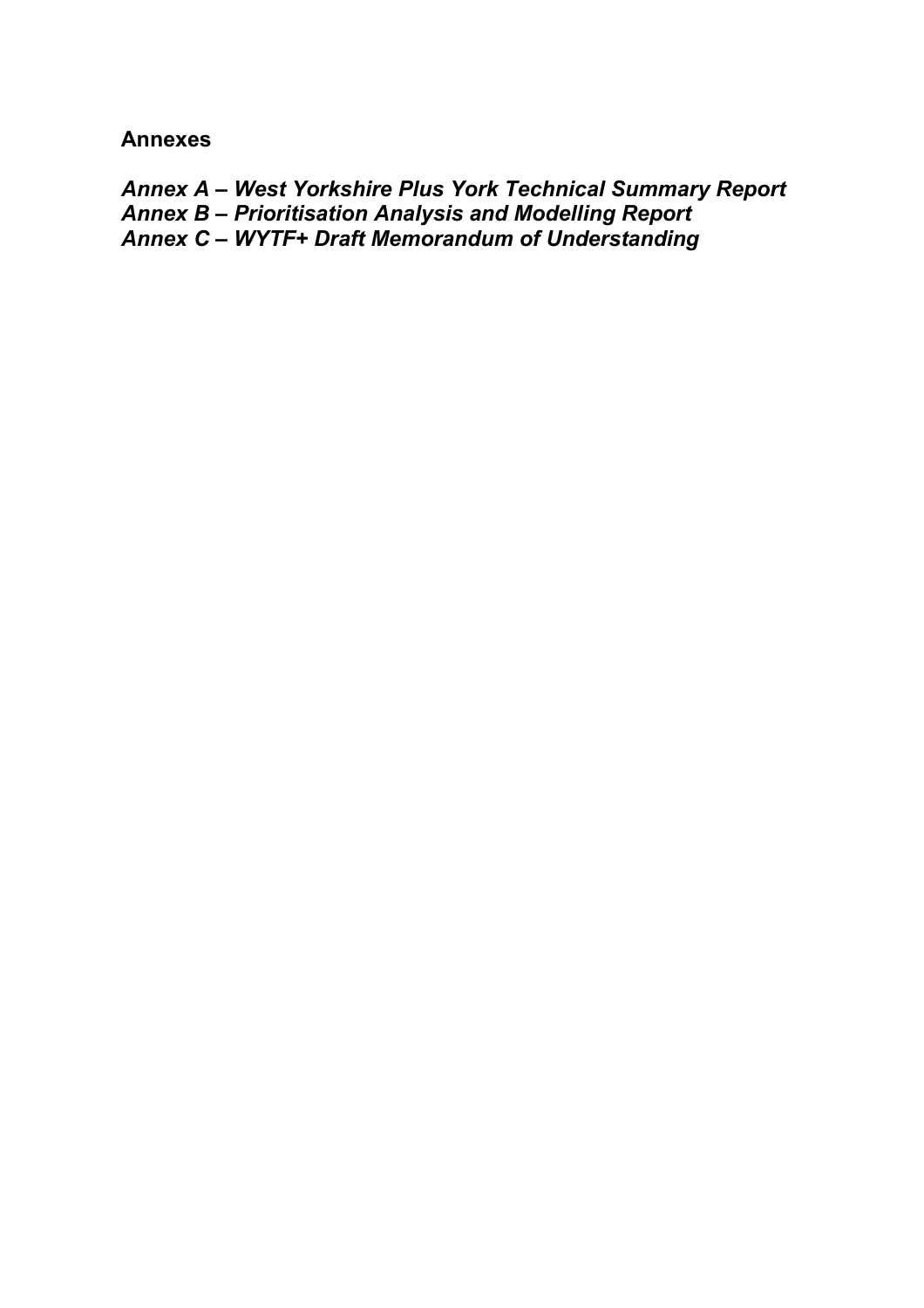## Annexes

***Annex A – West Yorkshire Plus York Technical Summary Report***
***Annex B – Prioritisation Analysis and Modelling Report***
***Annex C – WYTF+ Draft Memorandum of Understanding***